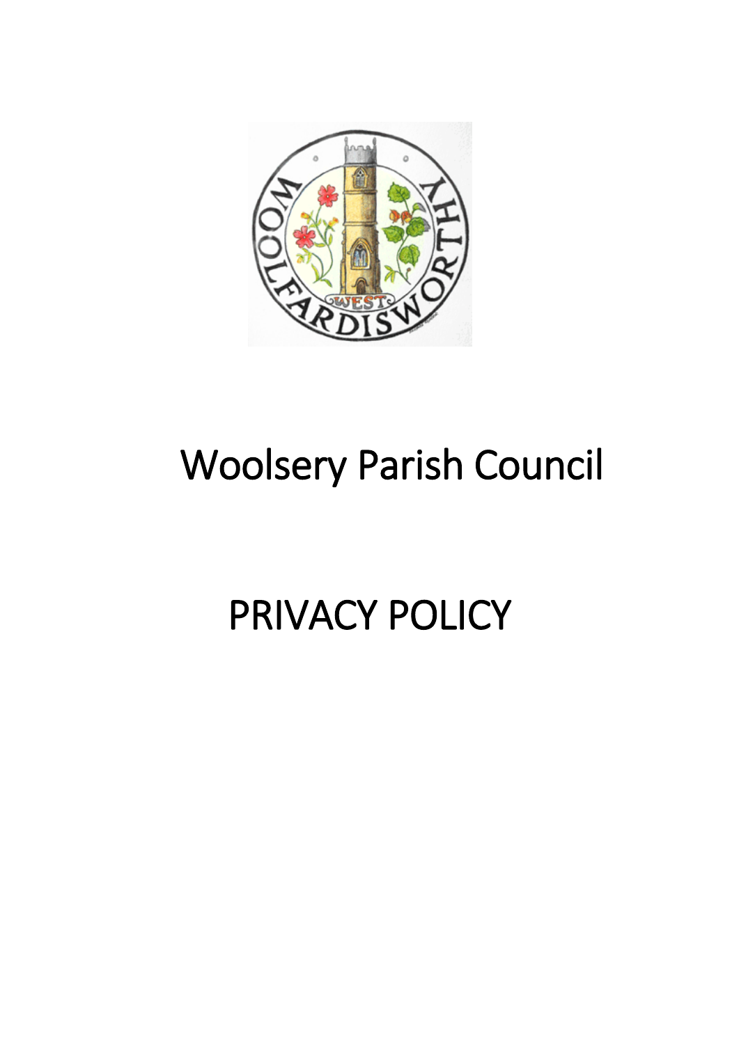# Woolsery Parish Council

# PRIVACY POLICY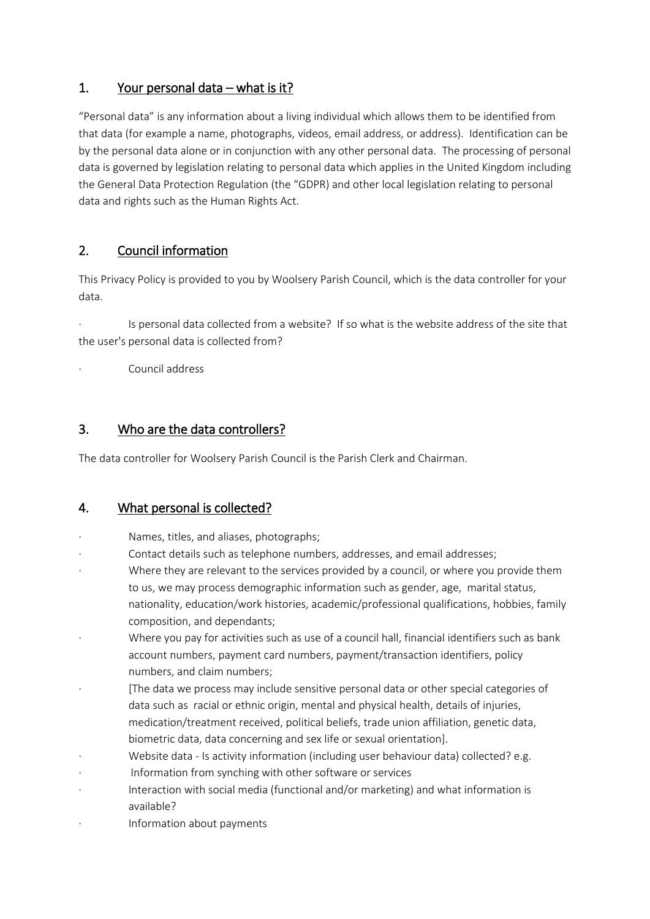## 1. Your personal data – what is it?

"Personal data" is any information about a living individual which allows them to be identified from that data (for example a name, photographs, videos, email address, or address). Identification can be by the personal data alone or in conjunction with any other personal data. The processing of personal data is governed by legislation relating to personal data which applies in the United Kingdom including the General Data Protection Regulation (the "GDPR) and other local legislation relating to personal data and rights such as the Human Rights Act.

## 2. Council information

This Privacy Policy is provided to you by Woolsery Parish Council, which is the data controller for your data.

- Is personal data collected from a website? If so what is the website address of the site that the user's personal data is collected from?
- Council address

## 3. Who are the data controllers?

The data controller for Woolsery Parish Council is the Parish Clerk and Chairman.

## 4. What personal is collected?

- Names, titles, and aliases, photographs;
- Contact details such as telephone numbers, addresses, and email addresses;
- Where they are relevant to the services provided by a council, or where you provide them to us, we may process demographic information such as gender, age, marital status, nationality, education/work histories, academic/professional qualifications, hobbies, family composition, and dependants;
- Where you pay for activities such as use of a council hall, financial identifiers such as bank account numbers, payment card numbers, payment/transaction identifiers, policy numbers, and claim numbers;
- [The data we process may include sensitive personal data or other special categories of data such as racial or ethnic origin, mental and physical health, details of injuries, medication/treatment received, political beliefs, trade union affiliation, genetic data, biometric data, data concerning and sex life or sexual orientation].
- Website data - Is activity information (including user behaviour data) collected? e.g.
- Information from synching with other software or services
- Interaction with social media (functional and/or marketing) and what information is available?
- Information about payments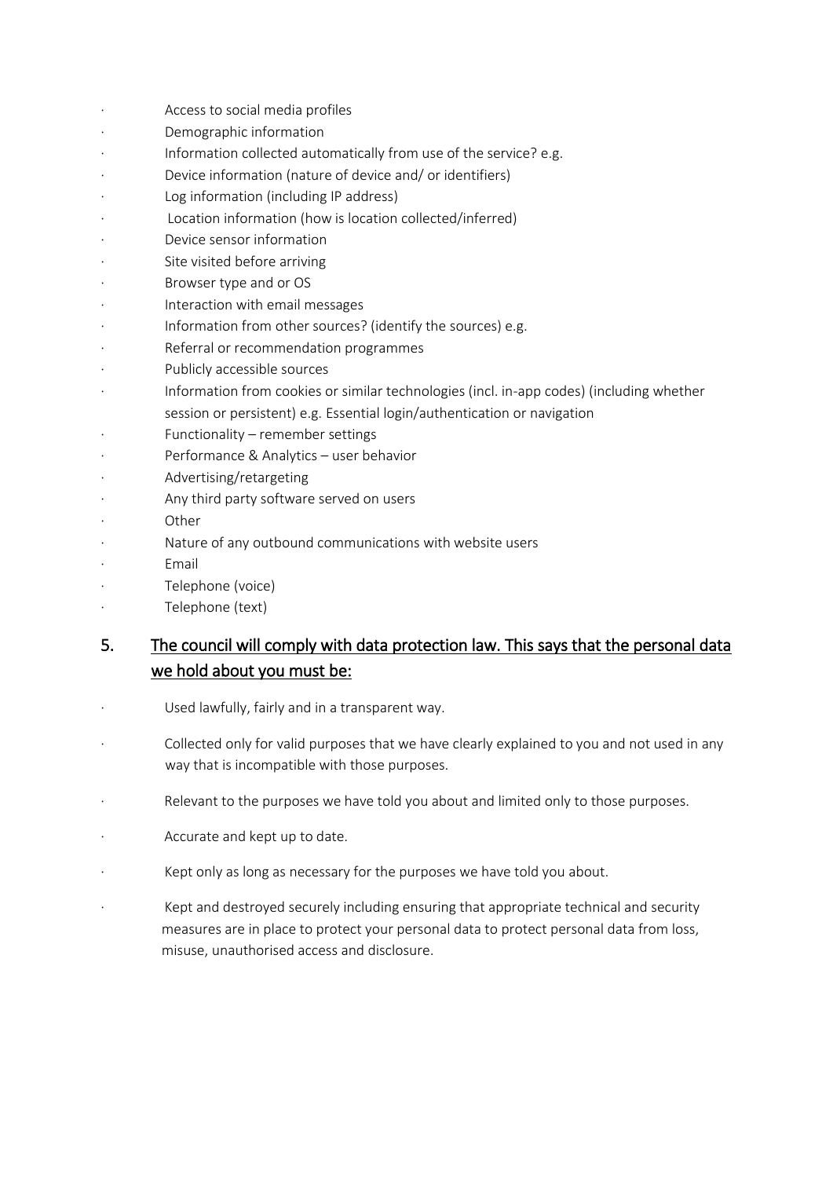- Access to social media profiles
- Demographic information
- Information collected automatically from use of the service? e.g.
- Device information (nature of device and/ or identifiers)
- Log information (including IP address)
- Location information (how is location collected/inferred)
- Device sensor information
- Site visited before arriving
- Browser type and or OS
- Interaction with email messages
- Information from other sources? (identify the sources) e.g.
- Referral or recommendation programmes
- Publicly accessible sources
- Information from cookies or similar technologies (incl. in-app codes) (including whether session or persistent) e.g. Essential login/authentication or navigation
- Functionality – remember settings
- Performance & Analytics – user behavior
- Advertising/retargeting
- Any third party software served on users
- Other
- Nature of any outbound communications with website users
- Email
- Telephone (voice)
- Telephone (text)

## 5. The council will comply with data protection law. This says that the personal data we hold about you must be:

- Used lawfully, fairly and in a transparent way.
- Collected only for valid purposes that we have clearly explained to you and not used in any way that is incompatible with those purposes.
- Relevant to the purposes we have told you about and limited only to those purposes.
- Accurate and kept up to date.
- Kept only as long as necessary for the purposes we have told you about.
- Kept and destroyed securely including ensuring that appropriate technical and security measures are in place to protect your personal data to protect personal data from loss, misuse, unauthorised access and disclosure.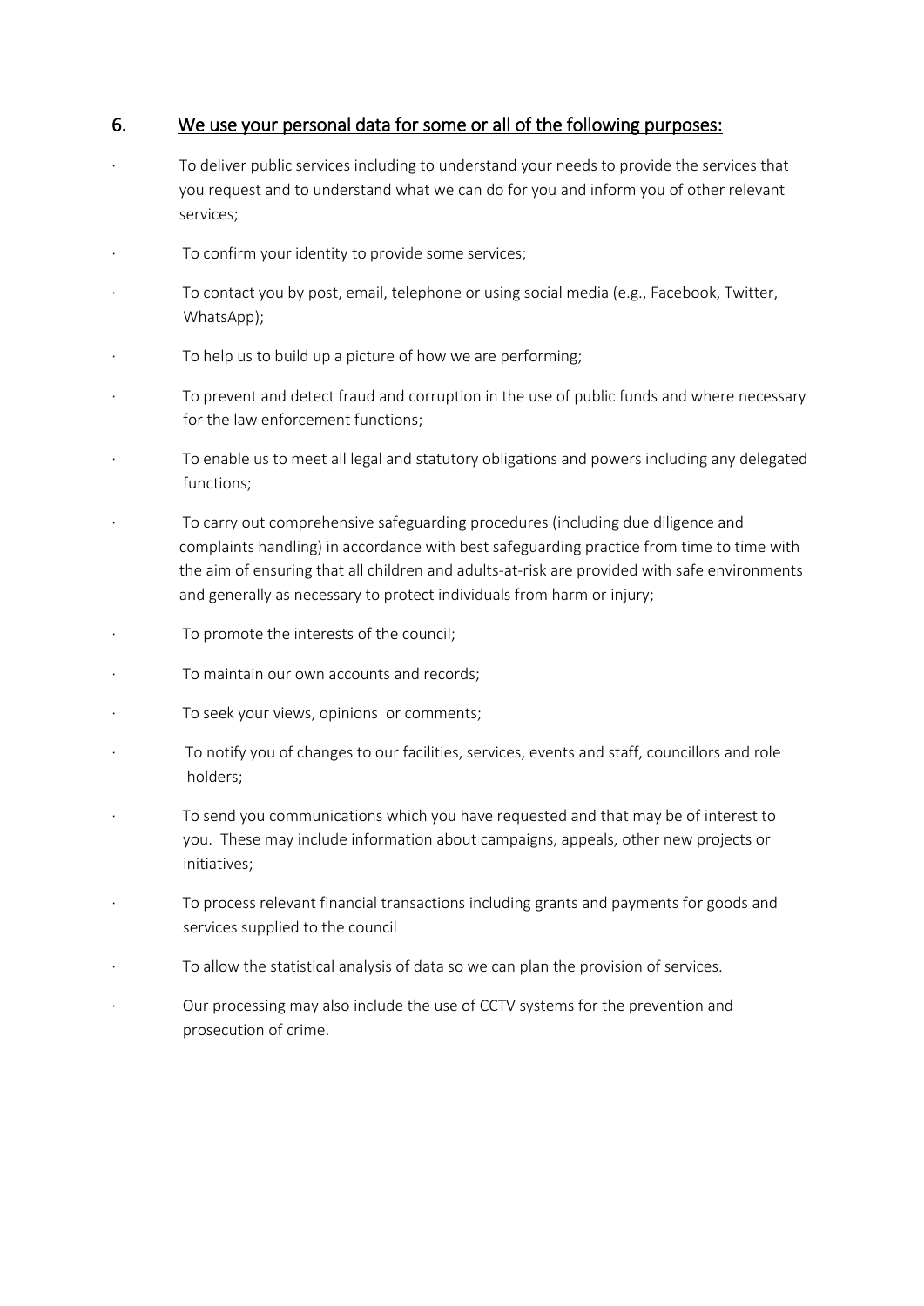## 6. We use your personal data for some or all of the following purposes:

- To deliver public services including to understand your needs to provide the services that you request and to understand what we can do for you and inform you of other relevant services;
- To confirm your identity to provide some services;
- To contact you by post, email, telephone or using social media (e.g., Facebook, Twitter, WhatsApp);
- To help us to build up a picture of how we are performing;
- To prevent and detect fraud and corruption in the use of public funds and where necessary for the law enforcement functions;
- To enable us to meet all legal and statutory obligations and powers including any delegated functions;
- To carry out comprehensive safeguarding procedures (including due diligence and complaints handling) in accordance with best safeguarding practice from time to time with the aim of ensuring that all children and adults-at-risk are provided with safe environments and generally as necessary to protect individuals from harm or injury;
- To promote the interests of the council;
- To maintain our own accounts and records;
- To seek your views, opinions or comments;
- To notify you of changes to our facilities, services, events and staff, councillors and role holders;
- To send you communications which you have requested and that may be of interest to you. These may include information about campaigns, appeals, other new projects or initiatives;
- To process relevant financial transactions including grants and payments for goods and services supplied to the council
- To allow the statistical analysis of data so we can plan the provision of services.
- Our processing may also include the use of CCTV systems for the prevention and prosecution of crime.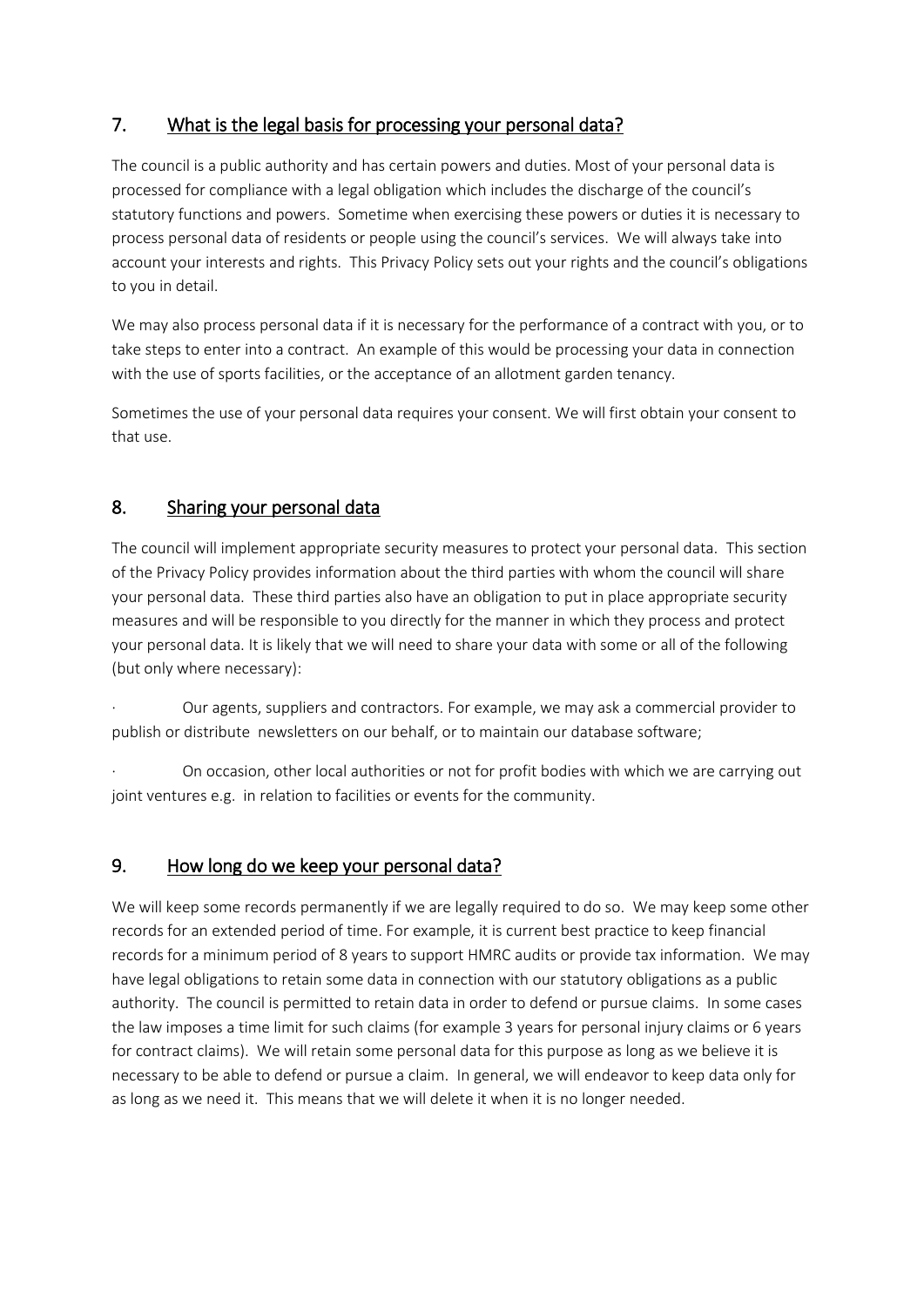## 7. What is the legal basis for processing your personal data?

The council is a public authority and has certain powers and duties. Most of your personal data is processed for compliance with a legal obligation which includes the discharge of the council's statutory functions and powers. Sometime when exercising these powers or duties it is necessary to process personal data of residents or people using the council's services. We will always take into account your interests and rights. This Privacy Policy sets out your rights and the council's obligations to you in detail.

We may also process personal data if it is necessary for the performance of a contract with you, or to take steps to enter into a contract. An example of this would be processing your data in connection with the use of sports facilities, or the acceptance of an allotment garden tenancy.

Sometimes the use of your personal data requires your consent. We will first obtain your consent to that use.

## 8. Sharing your personal data

The council will implement appropriate security measures to protect your personal data. This section of the Privacy Policy provides information about the third parties with whom the council will share your personal data. These third parties also have an obligation to put in place appropriate security measures and will be responsible to you directly for the manner in which they process and protect your personal data. It is likely that we will need to share your data with some or all of the following (but only where necessary):

- Our agents, suppliers and contractors. For example, we may ask a commercial provider to publish or distribute newsletters on our behalf, or to maintain our database software;
- On occasion, other local authorities or not for profit bodies with which we are carrying out joint ventures e.g. in relation to facilities or events for the community.

## 9. How long do we keep your personal data?

We will keep some records permanently if we are legally required to do so. We may keep some other records for an extended period of time. For example, it is current best practice to keep financial records for a minimum period of 8 years to support HMRC audits or provide tax information. We may have legal obligations to retain some data in connection with our statutory obligations as a public authority. The council is permitted to retain data in order to defend or pursue claims. In some cases the law imposes a time limit for such claims (for example 3 years for personal injury claims or 6 years for contract claims). We will retain some personal data for this purpose as long as we believe it is necessary to be able to defend or pursue a claim. In general, we will endeavor to keep data only for as long as we need it. This means that we will delete it when it is no longer needed.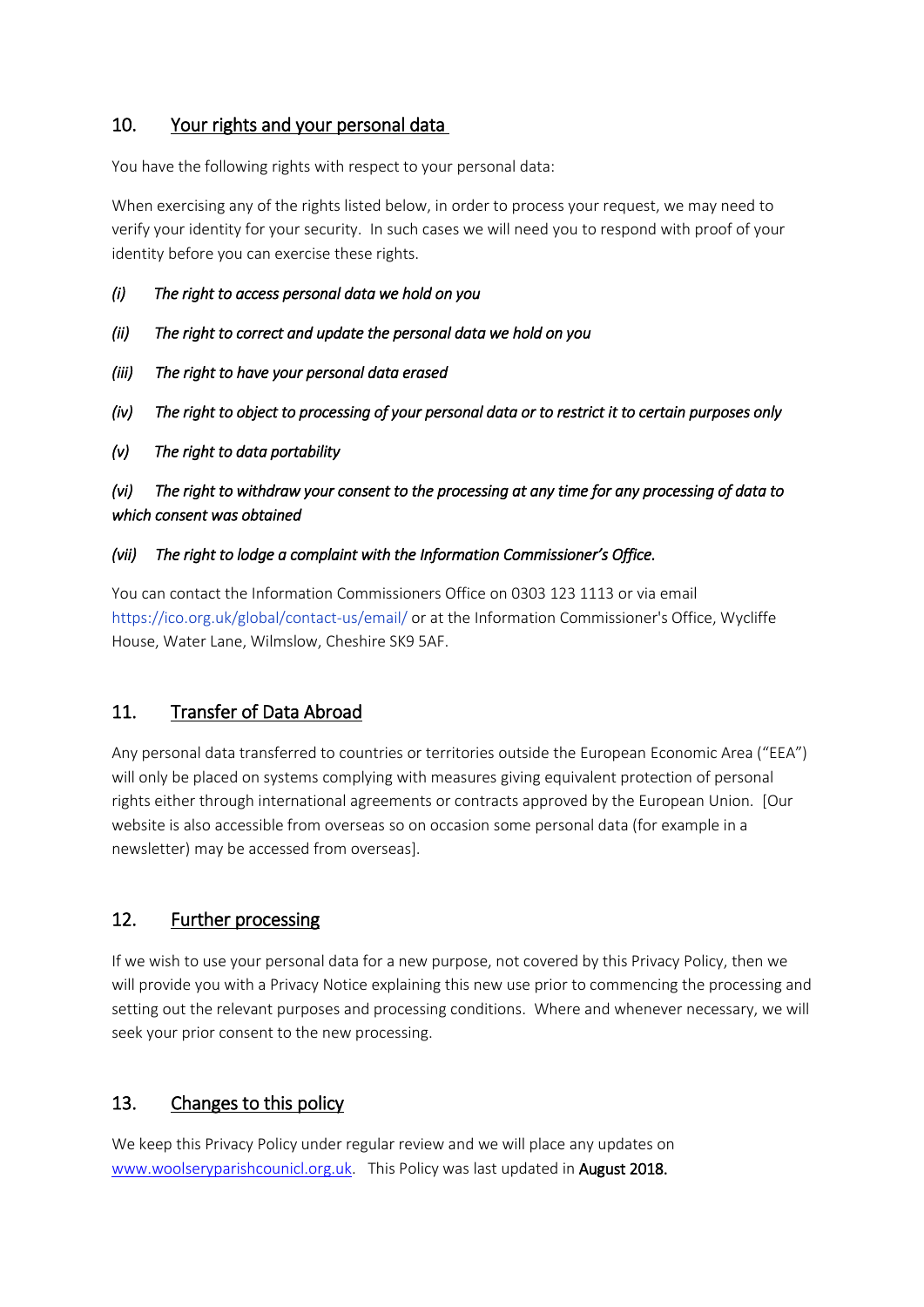## 10. Your rights and your personal data

You have the following rights with respect to your personal data:

When exercising any of the rights listed below, in order to process your request, we may need to verify your identity for your security. In such cases we will need you to respond with proof of your identity before you can exercise these rights.

*(i) The right to access personal data we hold on you*

*(ii) The right to correct and update the personal data we hold on you*

*(iii) The right to have your personal data erased*

*(iv) The right to object to processing of your personal data or to restrict it to certain purposes only*

*(v) The right to data portability*

*(vi) The right to withdraw your consent to the processing at any time for any processing of data to which consent was obtained*

*(vii) The right to lodge a complaint with the Information Commissioner's Office.*

You can contact the Information Commissioners Office on 0303 123 1113 or via email https://ico.org.uk/global/contact-us/email/ or at the Information Commissioner's Office, Wycliffe House, Water Lane, Wilmslow, Cheshire SK9 5AF.

## 11. Transfer of Data Abroad

Any personal data transferred to countries or territories outside the European Economic Area ("EEA") will only be placed on systems complying with measures giving equivalent protection of personal rights either through international agreements or contracts approved by the European Union. [Our website is also accessible from overseas so on occasion some personal data (for example in a newsletter) may be accessed from overseas].

## 12. Further processing

If we wish to use your personal data for a new purpose, not covered by this Privacy Policy, then we will provide you with a Privacy Notice explaining this new use prior to commencing the processing and setting out the relevant purposes and processing conditions. Where and whenever necessary, we will seek your prior consent to the new processing.

## 13. Changes to this policy

We keep this Privacy Policy under regular review and we will place any updates on www.woolseryparishcounicl.org.uk. This Policy was last updated in **August 2018.**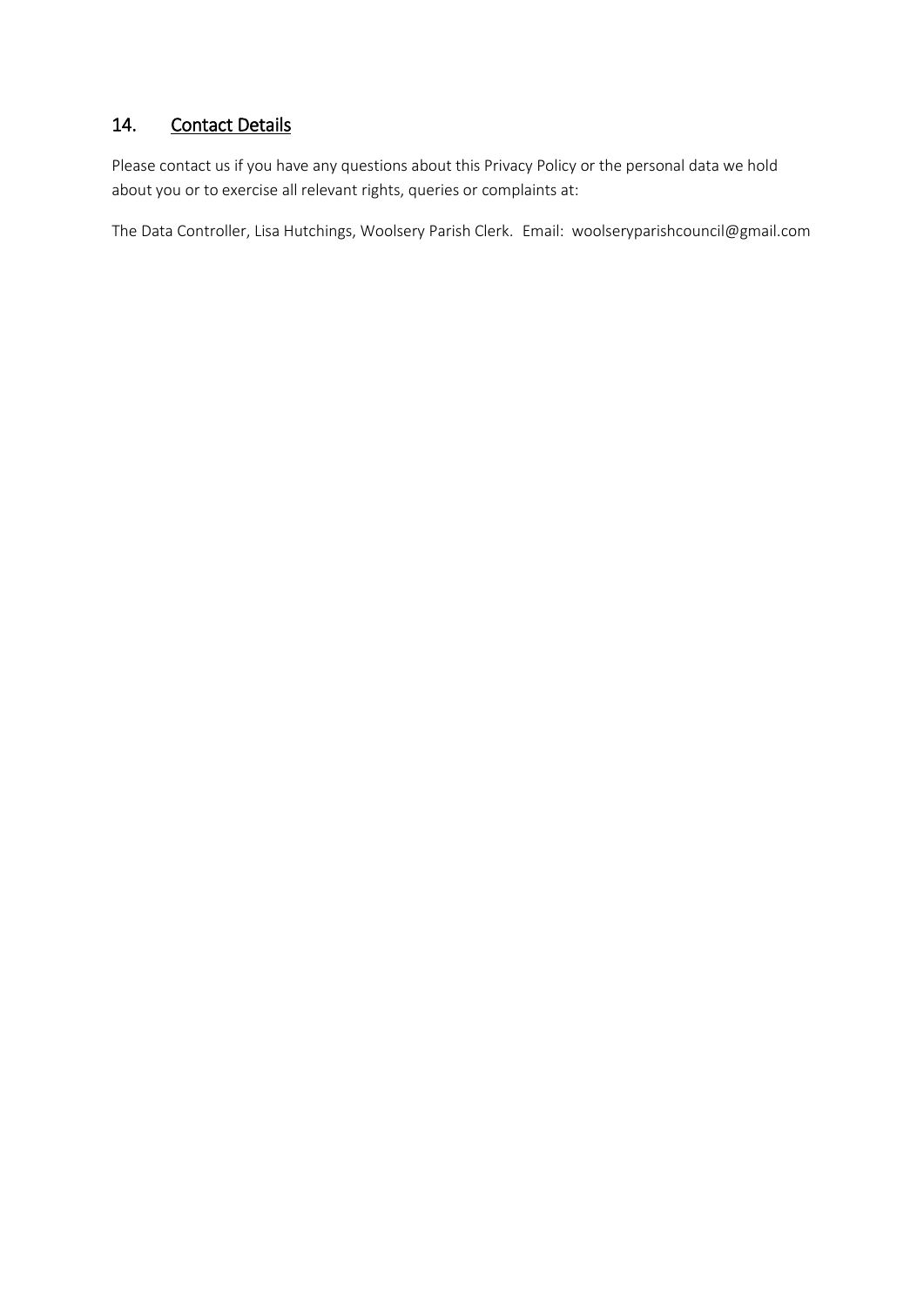## 14. Contact Details

Please contact us if you have any questions about this Privacy Policy or the personal data we hold about you or to exercise all relevant rights, queries or complaints at:

The Data Controller, Lisa Hutchings, Woolsery Parish Clerk. Email: woolseryparishcouncil@gmail.com